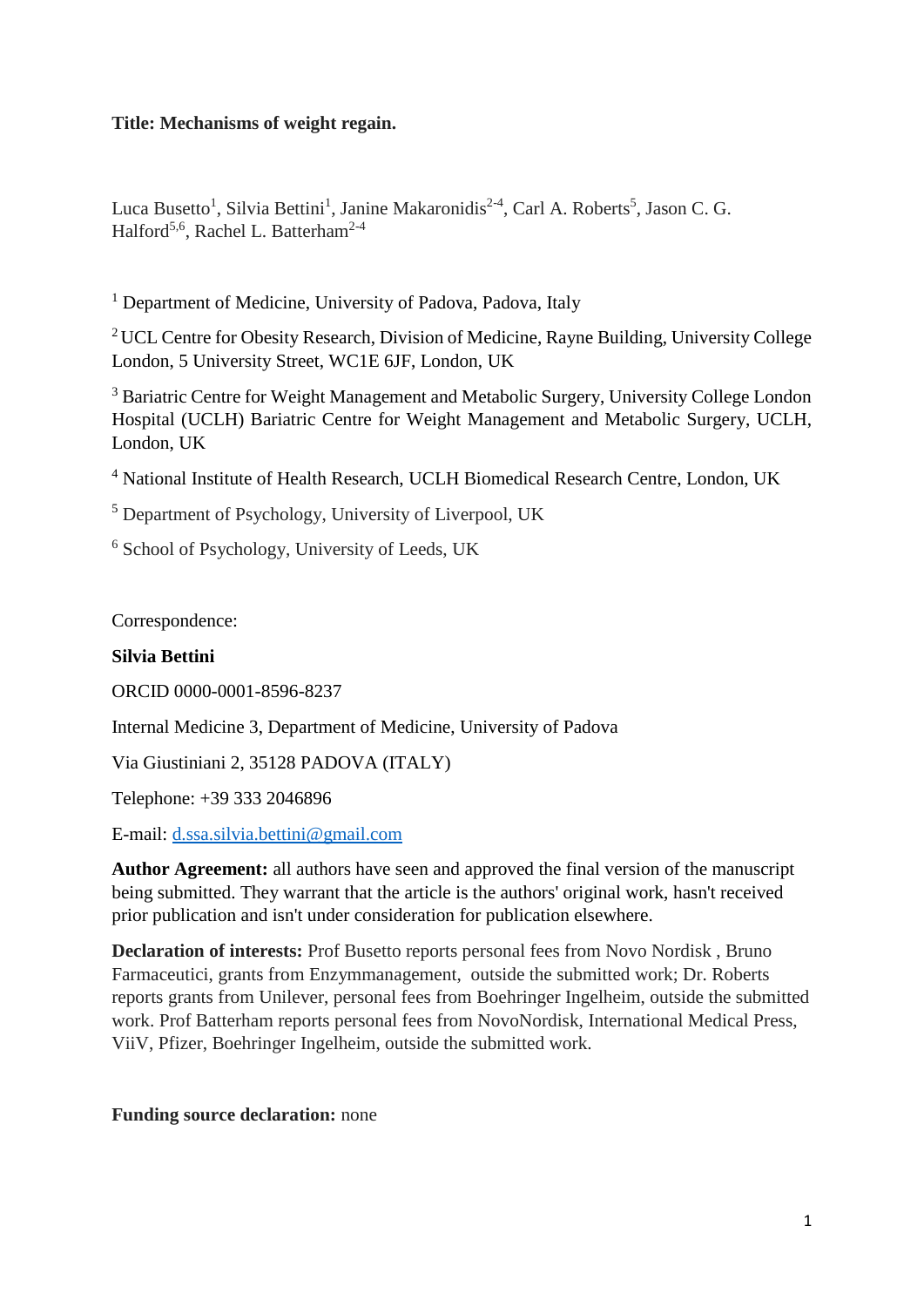**Title: Mechanisms of weight regain.**

Luca Busetto[1], Silvia Bettini[1], Janine Makaronidis[2-4], Carl A. Roberts[5], Jason C. G. Halford[5,6], Rachel L. Batterham[2-4]

[1] Department of Medicine, University of Padova, Padova, Italy

[2] UCL Centre for Obesity Research, Division of Medicine, Rayne Building, University College London, 5 University Street, WC1E 6JF, London, UK

[3] Bariatric Centre for Weight Management and Metabolic Surgery, University College London Hospital (UCLH) Bariatric Centre for Weight Management and Metabolic Surgery, UCLH, London, UK

[4] National Institute of Health Research, UCLH Biomedical Research Centre, London, UK

[5] Department of Psychology, University of Liverpool, UK

[6] School of Psychology, University of Leeds, UK

Correspondence:

**Silvia Bettini**

ORCID 0000-0001-8596-8237

Internal Medicine 3, Department of Medicine, University of Padova

Via Giustiniani 2, 35128 PADOVA (ITALY)

Telephone: +39 333 2046896

E-mail: d.ssa.silvia.bettini@gmail.com

**Author Agreement:** all authors have seen and approved the final version of the manuscript being submitted. They warrant that the article is the authors' original work, hasn't received prior publication and isn't under consideration for publication elsewhere.

**Declaration of interests:** Prof Busetto reports personal fees from Novo Nordisk , Bruno Farmaceutici, grants from Enzymmanagement, outside the submitted work; Dr. Roberts reports grants from Unilever, personal fees from Boehringer Ingelheim, outside the submitted work. Prof Batterham reports personal fees from NovoNordisk, International Medical Press, ViiV, Pfizer, Boehringer Ingelheim, outside the submitted work.

**Funding source declaration:** none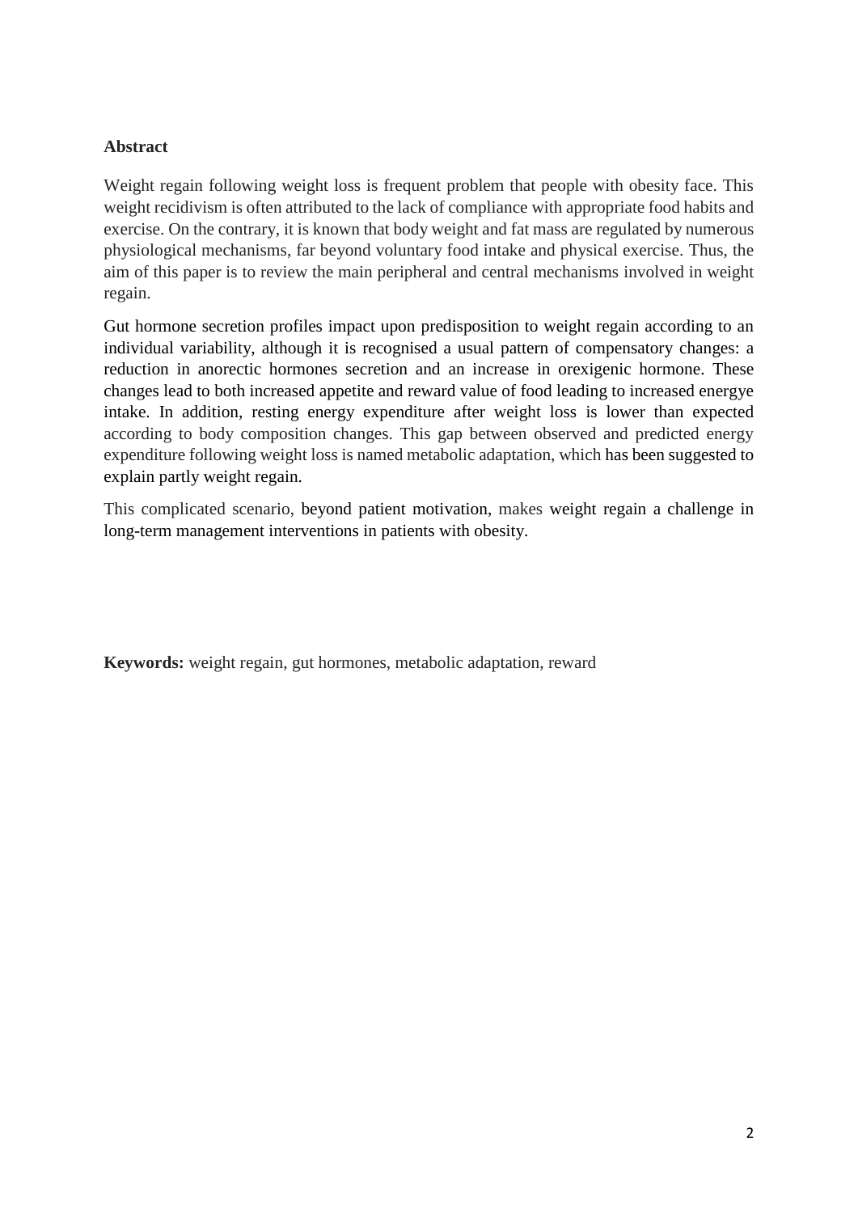**Abstract**

Weight regain following weight loss is frequent problem that people with obesity face. This weight recidivism is often attributed to the lack of compliance with appropriate food habits and exercise. On the contrary, it is known that body weight and fat mass are regulated by numerous physiological mechanisms, far beyond voluntary food intake and physical exercise. Thus, the aim of this paper is to review the main peripheral and central mechanisms involved in weight regain.

Gut hormone secretion profiles impact upon predisposition to weight regain according to an individual variability, although it is recognised a usual pattern of compensatory changes: a reduction in anorectic hormones secretion and an increase in orexigenic hormone. These changes lead to both increased appetite and reward value of food leading to increased energye intake. In addition, resting energy expenditure after weight loss is lower than expected according to body composition changes. This gap between observed and predicted energy expenditure following weight loss is named metabolic adaptation, which has been suggested to explain partly weight regain.

This complicated scenario, beyond patient motivation, makes weight regain a challenge in long-term management interventions in patients with obesity.

**Keywords:** weight regain, gut hormones, metabolic adaptation, reward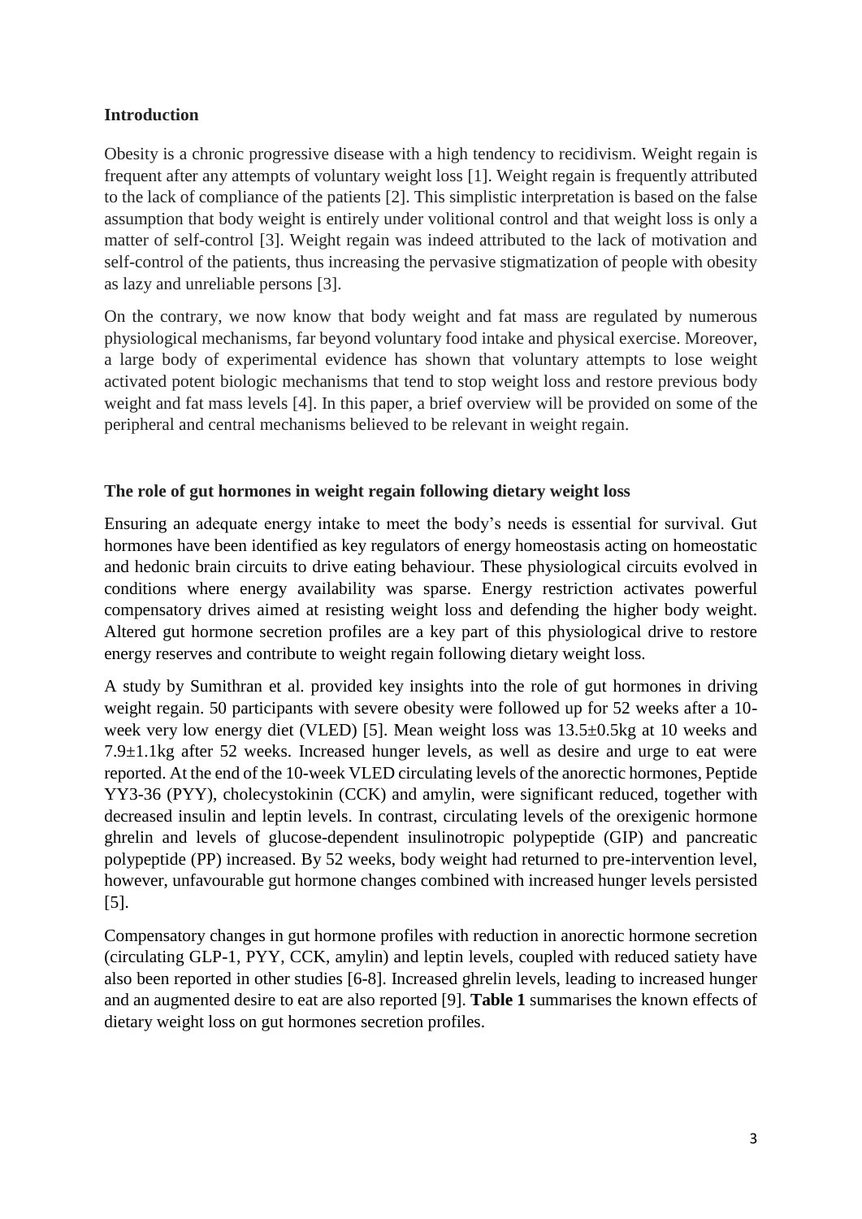## Introduction

Obesity is a chronic progressive disease with a high tendency to recidivism. Weight regain is frequent after any attempts of voluntary weight loss [1]. Weight regain is frequently attributed to the lack of compliance of the patients [2]. This simplistic interpretation is based on the false assumption that body weight is entirely under volitional control and that weight loss is only a matter of self-control [3]. Weight regain was indeed attributed to the lack of motivation and self-control of the patients, thus increasing the pervasive stigmatization of people with obesity as lazy and unreliable persons [3].

On the contrary, we now know that body weight and fat mass are regulated by numerous physiological mechanisms, far beyond voluntary food intake and physical exercise. Moreover, a large body of experimental evidence has shown that voluntary attempts to lose weight activated potent biologic mechanisms that tend to stop weight loss and restore previous body weight and fat mass levels [4]. In this paper, a brief overview will be provided on some of the peripheral and central mechanisms believed to be relevant in weight regain.

## The role of gut hormones in weight regain following dietary weight loss

Ensuring an adequate energy intake to meet the body's needs is essential for survival. Gut hormones have been identified as key regulators of energy homeostasis acting on homeostatic and hedonic brain circuits to drive eating behaviour. These physiological circuits evolved in conditions where energy availability was sparse. Energy restriction activates powerful compensatory drives aimed at resisting weight loss and defending the higher body weight. Altered gut hormone secretion profiles are a key part of this physiological drive to restore energy reserves and contribute to weight regain following dietary weight loss.

A study by Sumithran et al. provided key insights into the role of gut hormones in driving weight regain. 50 participants with severe obesity were followed up for 52 weeks after a 10-week very low energy diet (VLED) [5]. Mean weight loss was 13.5±0.5kg at 10 weeks and 7.9±1.1kg after 52 weeks. Increased hunger levels, as well as desire and urge to eat were reported. At the end of the 10-week VLED circulating levels of the anorectic hormones, Peptide YY3-36 (PYY), cholecystokinin (CCK) and amylin, were significant reduced, together with decreased insulin and leptin levels. In contrast, circulating levels of the orexigenic hormone ghrelin and levels of glucose-dependent insulinotropic polypeptide (GIP) and pancreatic polypeptide (PP) increased. By 52 weeks, body weight had returned to pre-intervention level, however, unfavourable gut hormone changes combined with increased hunger levels persisted [5].

Compensatory changes in gut hormone profiles with reduction in anorectic hormone secretion (circulating GLP-1, PYY, CCK, amylin) and leptin levels, coupled with reduced satiety have also been reported in other studies [6-8]. Increased ghrelin levels, leading to increased hunger and an augmented desire to eat are also reported [9]. **Table 1** summarises the known effects of dietary weight loss on gut hormones secretion profiles.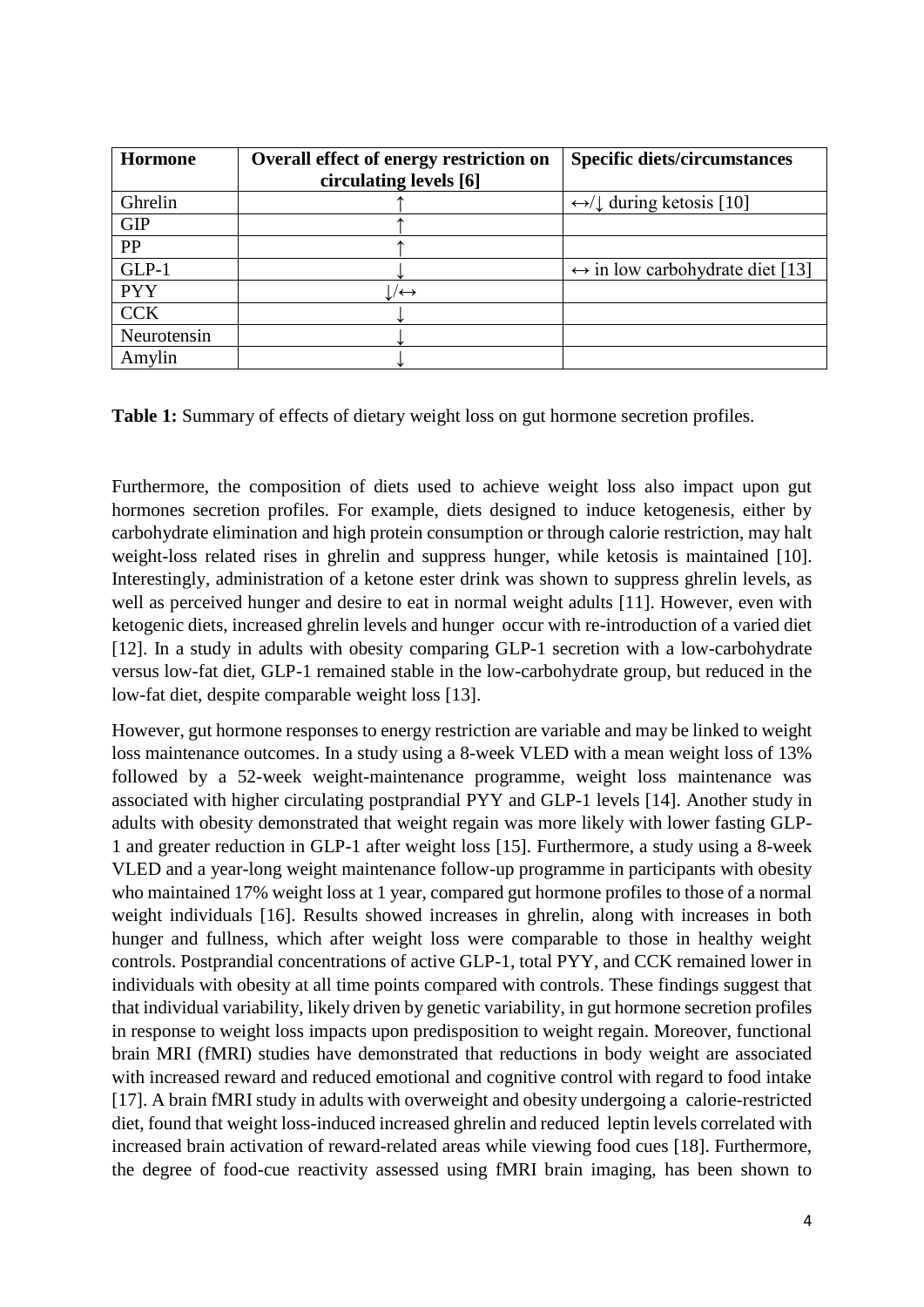| **Hormone** | **Overall effect of energy restriction on circulating levels [6]** | **Specific diets/circumstances** |
|---|---|---|
| Ghrelin | ↑ | ↔/↓ during ketosis [10] |
| GIP | ↑ | |
| PP | ↑ | |
| GLP-1 | ↓ | ↔ in low carbohydrate diet [13] |
| PYY | ↓/↔ | |
| CCK | ↓ | |
| Neurotensin | ↓ | |
| Amylin | ↓ | |

**Table 1:** Summary of effects of dietary weight loss on gut hormone secretion profiles.

Furthermore, the composition of diets used to achieve weight loss also impact upon gut hormones secretion profiles. For example, diets designed to induce ketogenesis, either by carbohydrate elimination and high protein consumption or through calorie restriction, may halt weight-loss related rises in ghrelin and suppress hunger, while ketosis is maintained [10]. Interestingly, administration of a ketone ester drink was shown to suppress ghrelin levels, as well as perceived hunger and desire to eat in normal weight adults [11]. However, even with ketogenic diets, increased ghrelin levels and hunger occur with re-introduction of a varied diet [12]. In a study in adults with obesity comparing GLP-1 secretion with a low-carbohydrate versus low-fat diet, GLP-1 remained stable in the low-carbohydrate group, but reduced in the low-fat diet, despite comparable weight loss [13].

However, gut hormone responses to energy restriction are variable and may be linked to weight loss maintenance outcomes. In a study using a 8-week VLED with a mean weight loss of 13% followed by a 52-week weight-maintenance programme, weight loss maintenance was associated with higher circulating postprandial PYY and GLP-1 levels [14]. Another study in adults with obesity demonstrated that weight regain was more likely with lower fasting GLP-1 and greater reduction in GLP-1 after weight loss [15]. Furthermore, a study using a 8-week VLED and a year-long weight maintenance follow-up programme in participants with obesity who maintained 17% weight loss at 1 year, compared gut hormone profiles to those of a normal weight individuals [16]. Results showed increases in ghrelin, along with increases in both hunger and fullness, which after weight loss were comparable to those in healthy weight controls. Postprandial concentrations of active GLP-1, total PYY, and CCK remained lower in individuals with obesity at all time points compared with controls. These findings suggest that that individual variability, likely driven by genetic variability, in gut hormone secretion profiles in response to weight loss impacts upon predisposition to weight regain. Moreover, functional brain MRI (fMRI) studies have demonstrated that reductions in body weight are associated with increased reward and reduced emotional and cognitive control with regard to food intake [17]. A brain fMRI study in adults with overweight and obesity undergoing a calorie-restricted diet, found that weight loss-induced increased ghrelin and reduced leptin levels correlated with increased brain activation of reward-related areas while viewing food cues [18]. Furthermore, the degree of food-cue reactivity assessed using fMRI brain imaging, has been shown to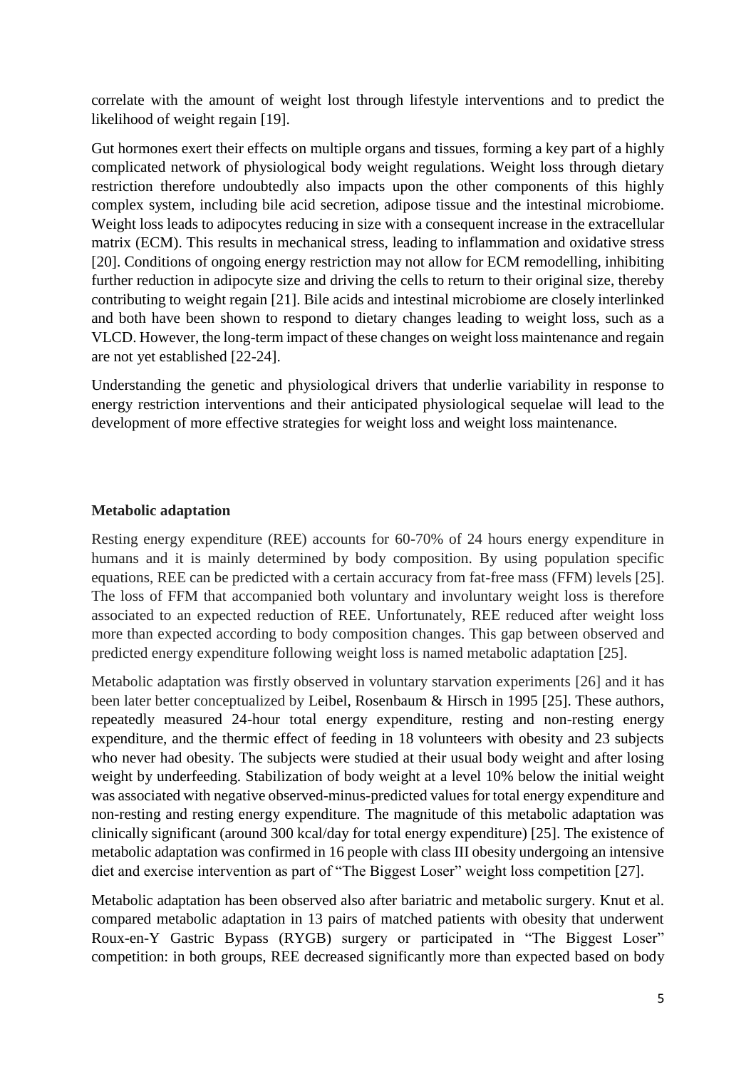correlate with the amount of weight lost through lifestyle interventions and to predict the likelihood of weight regain [19].

Gut hormones exert their effects on multiple organs and tissues, forming a key part of a highly complicated network of physiological body weight regulations. Weight loss through dietary restriction therefore undoubtedly also impacts upon the other components of this highly complex system, including bile acid secretion, adipose tissue and the intestinal microbiome. Weight loss leads to adipocytes reducing in size with a consequent increase in the extracellular matrix (ECM). This results in mechanical stress, leading to inflammation and oxidative stress [20]. Conditions of ongoing energy restriction may not allow for ECM remodelling, inhibiting further reduction in adipocyte size and driving the cells to return to their original size, thereby contributing to weight regain [21]. Bile acids and intestinal microbiome are closely interlinked and both have been shown to respond to dietary changes leading to weight loss, such as a VLCD. However, the long-term impact of these changes on weight loss maintenance and regain are not yet established [22-24].

Understanding the genetic and physiological drivers that underlie variability in response to energy restriction interventions and their anticipated physiological sequelae will lead to the development of more effective strategies for weight loss and weight loss maintenance.

## Metabolic adaptation

Resting energy expenditure (REE) accounts for 60-70% of 24 hours energy expenditure in humans and it is mainly determined by body composition. By using population specific equations, REE can be predicted with a certain accuracy from fat-free mass (FFM) levels [25]. The loss of FFM that accompanied both voluntary and involuntary weight loss is therefore associated to an expected reduction of REE. Unfortunately, REE reduced after weight loss more than expected according to body composition changes. This gap between observed and predicted energy expenditure following weight loss is named metabolic adaptation [25].

Metabolic adaptation was firstly observed in voluntary starvation experiments [26] and it has been later better conceptualized by Leibel, Rosenbaum & Hirsch in 1995 [25]. These authors, repeatedly measured 24-hour total energy expenditure, resting and non-resting energy expenditure, and the thermic effect of feeding in 18 volunteers with obesity and 23 subjects who never had obesity. The subjects were studied at their usual body weight and after losing weight by underfeeding. Stabilization of body weight at a level 10% below the initial weight was associated with negative observed-minus-predicted values for total energy expenditure and non-resting and resting energy expenditure. The magnitude of this metabolic adaptation was clinically significant (around 300 kcal/day for total energy expenditure) [25]. The existence of metabolic adaptation was confirmed in 16 people with class III obesity undergoing an intensive diet and exercise intervention as part of "The Biggest Loser" weight loss competition [27].

Metabolic adaptation has been observed also after bariatric and metabolic surgery. Knut et al. compared metabolic adaptation in 13 pairs of matched patients with obesity that underwent Roux-en-Y Gastric Bypass (RYGB) surgery or participated in "The Biggest Loser" competition: in both groups, REE decreased significantly more than expected based on body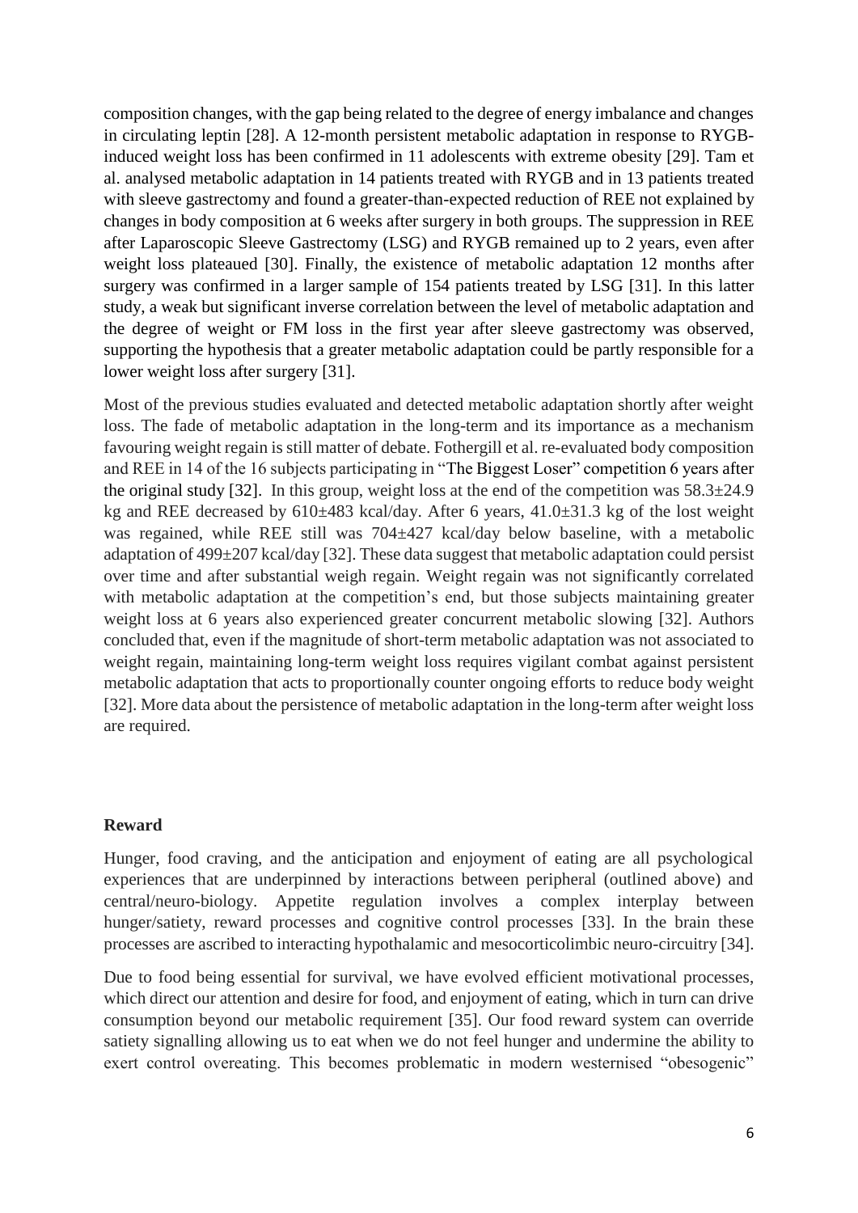composition changes, with the gap being related to the degree of energy imbalance and changes in circulating leptin [28]. A 12-month persistent metabolic adaptation in response to RYGB-induced weight loss has been confirmed in 11 adolescents with extreme obesity [29]. Tam et al. analysed metabolic adaptation in 14 patients treated with RYGB and in 13 patients treated with sleeve gastrectomy and found a greater-than-expected reduction of REE not explained by changes in body composition at 6 weeks after surgery in both groups. The suppression in REE after Laparoscopic Sleeve Gastrectomy (LSG) and RYGB remained up to 2 years, even after weight loss plateaued [30]. Finally, the existence of metabolic adaptation 12 months after surgery was confirmed in a larger sample of 154 patients treated by LSG [31]. In this latter study, a weak but significant inverse correlation between the level of metabolic adaptation and the degree of weight or FM loss in the first year after sleeve gastrectomy was observed, supporting the hypothesis that a greater metabolic adaptation could be partly responsible for a lower weight loss after surgery [31].

Most of the previous studies evaluated and detected metabolic adaptation shortly after weight loss. The fade of metabolic adaptation in the long-term and its importance as a mechanism favouring weight regain is still matter of debate. Fothergill et al. re-evaluated body composition and REE in 14 of the 16 subjects participating in "The Biggest Loser" competition 6 years after the original study [32]. In this group, weight loss at the end of the competition was 58.3±24.9 kg and REE decreased by 610±483 kcal/day. After 6 years, 41.0±31.3 kg of the lost weight was regained, while REE still was 704±427 kcal/day below baseline, with a metabolic adaptation of 499±207 kcal/day [32]. These data suggest that metabolic adaptation could persist over time and after substantial weigh regain. Weight regain was not significantly correlated with metabolic adaptation at the competition's end, but those subjects maintaining greater weight loss at 6 years also experienced greater concurrent metabolic slowing [32]. Authors concluded that, even if the magnitude of short-term metabolic adaptation was not associated to weight regain, maintaining long-term weight loss requires vigilant combat against persistent metabolic adaptation that acts to proportionally counter ongoing efforts to reduce body weight [32]. More data about the persistence of metabolic adaptation in the long-term after weight loss are required.

## Reward

Hunger, food craving, and the anticipation and enjoyment of eating are all psychological experiences that are underpinned by interactions between peripheral (outlined above) and central/neuro-biology. Appetite regulation involves a complex interplay between hunger/satiety, reward processes and cognitive control processes [33]. In the brain these processes are ascribed to interacting hypothalamic and mesocorticolimbic neuro-circuitry [34].

Due to food being essential for survival, we have evolved efficient motivational processes, which direct our attention and desire for food, and enjoyment of eating, which in turn can drive consumption beyond our metabolic requirement [35]. Our food reward system can override satiety signalling allowing us to eat when we do not feel hunger and undermine the ability to exert control overeating. This becomes problematic in modern westernised "obesogenic"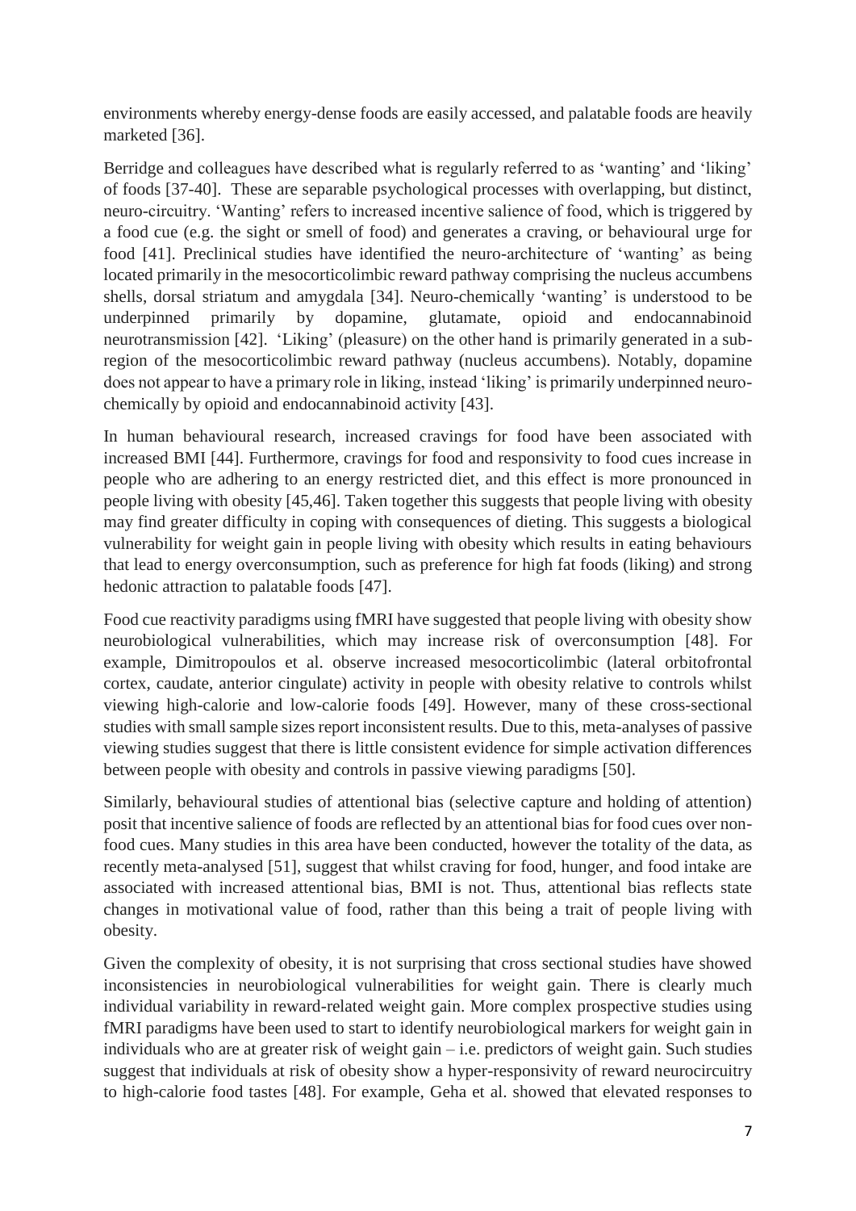environments whereby energy-dense foods are easily accessed, and palatable foods are heavily marketed [36].

Berridge and colleagues have described what is regularly referred to as 'wanting' and 'liking' of foods [37-40]. These are separable psychological processes with overlapping, but distinct, neuro-circuitry. 'Wanting' refers to increased incentive salience of food, which is triggered by a food cue (e.g. the sight or smell of food) and generates a craving, or behavioural urge for food [41]. Preclinical studies have identified the neuro-architecture of 'wanting' as being located primarily in the mesocorticolimbic reward pathway comprising the nucleus accumbens shells, dorsal striatum and amygdala [34]. Neuro-chemically 'wanting' is understood to be underpinned primarily by dopamine, glutamate, opioid and endocannabinoid neurotransmission [42]. 'Liking' (pleasure) on the other hand is primarily generated in a sub-region of the mesocorticolimbic reward pathway (nucleus accumbens). Notably, dopamine does not appear to have a primary role in liking, instead 'liking' is primarily underpinned neuro-chemically by opioid and endocannabinoid activity [43].

In human behavioural research, increased cravings for food have been associated with increased BMI [44]. Furthermore, cravings for food and responsivity to food cues increase in people who are adhering to an energy restricted diet, and this effect is more pronounced in people living with obesity [45,46]. Taken together this suggests that people living with obesity may find greater difficulty in coping with consequences of dieting. This suggests a biological vulnerability for weight gain in people living with obesity which results in eating behaviours that lead to energy overconsumption, such as preference for high fat foods (liking) and strong hedonic attraction to palatable foods [47].

Food cue reactivity paradigms using fMRI have suggested that people living with obesity show neurobiological vulnerabilities, which may increase risk of overconsumption [48]. For example, Dimitropoulos et al. observe increased mesocorticolimbic (lateral orbitofrontal cortex, caudate, anterior cingulate) activity in people with obesity relative to controls whilst viewing high-calorie and low-calorie foods [49]. However, many of these cross-sectional studies with small sample sizes report inconsistent results. Due to this, meta-analyses of passive viewing studies suggest that there is little consistent evidence for simple activation differences between people with obesity and controls in passive viewing paradigms [50].

Similarly, behavioural studies of attentional bias (selective capture and holding of attention) posit that incentive salience of foods are reflected by an attentional bias for food cues over non-food cues. Many studies in this area have been conducted, however the totality of the data, as recently meta-analysed [51], suggest that whilst craving for food, hunger, and food intake are associated with increased attentional bias, BMI is not. Thus, attentional bias reflects state changes in motivational value of food, rather than this being a trait of people living with obesity.

Given the complexity of obesity, it is not surprising that cross sectional studies have showed inconsistencies in neurobiological vulnerabilities for weight gain. There is clearly much individual variability in reward-related weight gain. More complex prospective studies using fMRI paradigms have been used to start to identify neurobiological markers for weight gain in individuals who are at greater risk of weight gain – i.e. predictors of weight gain. Such studies suggest that individuals at risk of obesity show a hyper-responsivity of reward neurocircuitry to high-calorie food tastes [48]. For example, Geha et al. showed that elevated responses to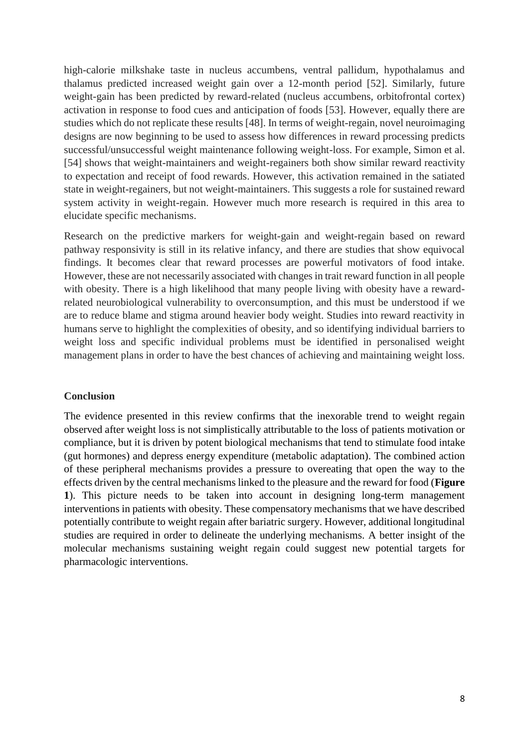high-calorie milkshake taste in nucleus accumbens, ventral pallidum, hypothalamus and thalamus predicted increased weight gain over a 12-month period [52]. Similarly, future weight-gain has been predicted by reward-related (nucleus accumbens, orbitofrontal cortex) activation in response to food cues and anticipation of foods [53]. However, equally there are studies which do not replicate these results [48]. In terms of weight-regain, novel neuroimaging designs are now beginning to be used to assess how differences in reward processing predicts successful/unsuccessful weight maintenance following weight-loss. For example, Simon et al. [54] shows that weight-maintainers and weight-regainers both show similar reward reactivity to expectation and receipt of food rewards. However, this activation remained in the satiated state in weight-regainers, but not weight-maintainers. This suggests a role for sustained reward system activity in weight-regain. However much more research is required in this area to elucidate specific mechanisms.

Research on the predictive markers for weight-gain and weight-regain based on reward pathway responsivity is still in its relative infancy, and there are studies that show equivocal findings. It becomes clear that reward processes are powerful motivators of food intake. However, these are not necessarily associated with changes in trait reward function in all people with obesity. There is a high likelihood that many people living with obesity have a reward-related neurobiological vulnerability to overconsumption, and this must be understood if we are to reduce blame and stigma around heavier body weight. Studies into reward reactivity in humans serve to highlight the complexities of obesity, and so identifying individual barriers to weight loss and specific individual problems must be identified in personalised weight management plans in order to have the best chances of achieving and maintaining weight loss.

## Conclusion

The evidence presented in this review confirms that the inexorable trend to weight regain observed after weight loss is not simplistically attributable to the loss of patients motivation or compliance, but it is driven by potent biological mechanisms that tend to stimulate food intake (gut hormones) and depress energy expenditure (metabolic adaptation). The combined action of these peripheral mechanisms provides a pressure to overeating that open the way to the effects driven by the central mechanisms linked to the pleasure and the reward for food (**Figure 1**). This picture needs to be taken into account in designing long-term management interventions in patients with obesity. These compensatory mechanisms that we have described potentially contribute to weight regain after bariatric surgery. However, additional longitudinal studies are required in order to delineate the underlying mechanisms. A better insight of the molecular mechanisms sustaining weight regain could suggest new potential targets for pharmacologic interventions.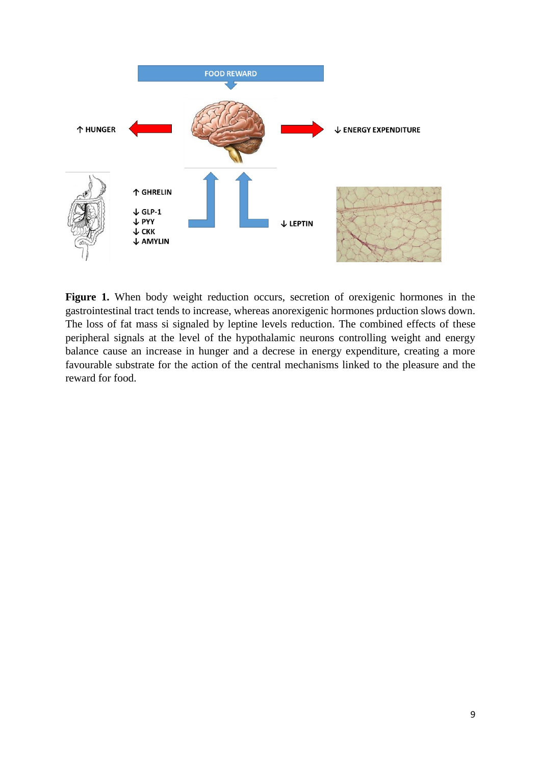**Figure 1.** When body weight reduction occurs, secretion of orexigenic hormones in the gastrointestinal tract tends to increase, whereas anorexigenic hormones prduction slows down. The loss of fat mass si signaled by leptine levels reduction. The combined effects of these peripheral signals at the level of the hypothalamic neurons controlling weight and energy balance cause an increase in hunger and a decrease in energy expenditure, creating a more favourable substrate for the action of the central mechanisms linked to the pleasure and the reward for food.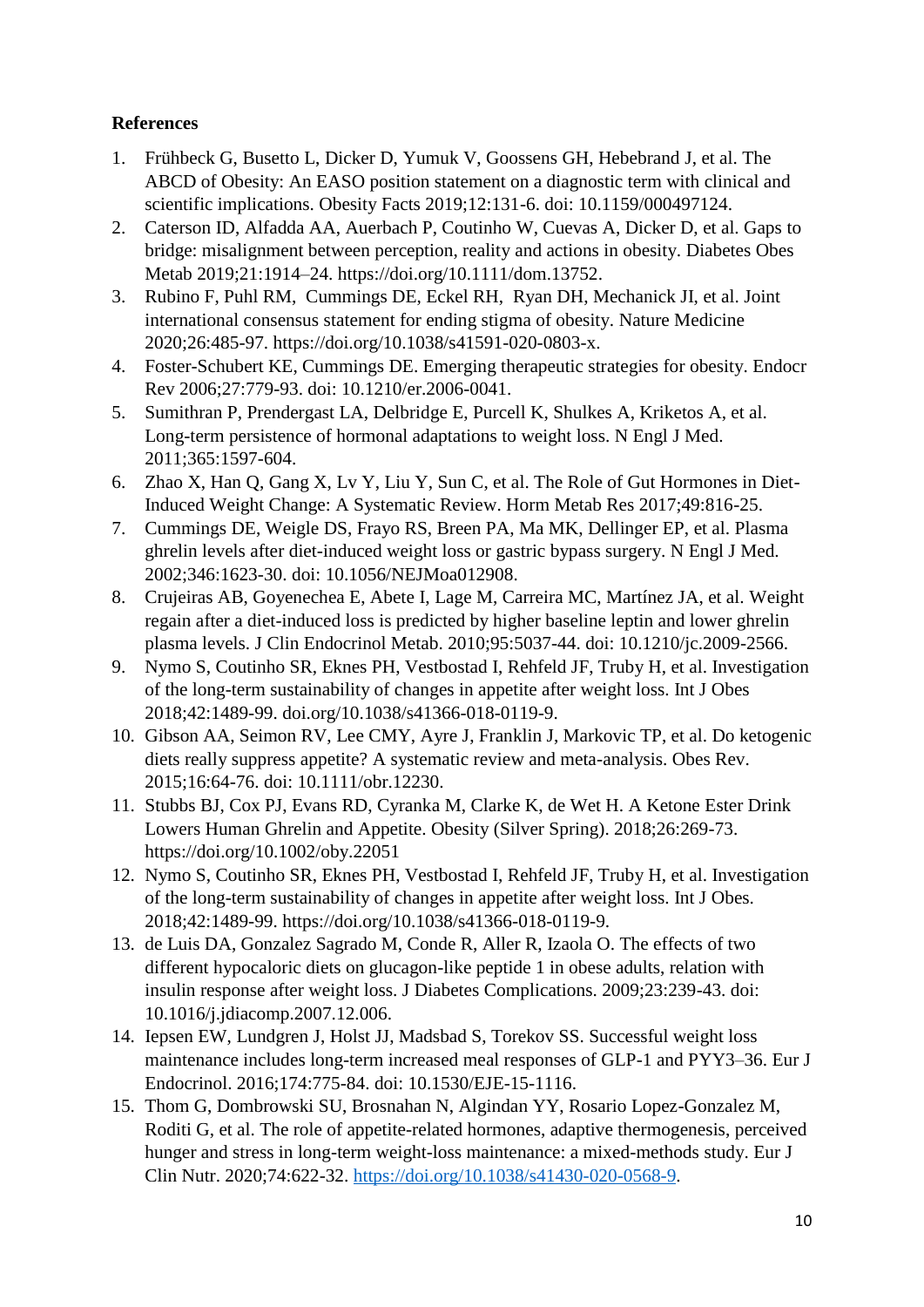**References**

1. Frühbeck G, Busetto L, Dicker D, Yumuk V, Goossens GH, Hebebrand J, et al. The ABCD of Obesity: An EASO position statement on a diagnostic term with clinical and scientific implications. Obesity Facts 2019;12:131-6. doi: 10.1159/000497124.
2. Caterson ID, Alfadda AA, Auerbach P, Coutinho W, Cuevas A, Dicker D, et al. Gaps to bridge: misalignment between perception, reality and actions in obesity. Diabetes Obes Metab 2019;21:1914–24. https://doi.org/10.1111/dom.13752.
3. Rubino F, Puhl RM, Cummings DE, Eckel RH, Ryan DH, Mechanick JI, et al. Joint international consensus statement for ending stigma of obesity. Nature Medicine 2020;26:485-97. https://doi.org/10.1038/s41591-020-0803-x.
4. Foster-Schubert KE, Cummings DE. Emerging therapeutic strategies for obesity. Endocr Rev 2006;27:779-93. doi: 10.1210/er.2006-0041.
5. Sumithran P, Prendergast LA, Delbridge E, Purcell K, Shulkes A, Kriketos A, et al. Long-term persistence of hormonal adaptations to weight loss. N Engl J Med. 2011;365:1597-604.
6. Zhao X, Han Q, Gang X, Lv Y, Liu Y, Sun C, et al. The Role of Gut Hormones in Diet-Induced Weight Change: A Systematic Review. Horm Metab Res 2017;49:816-25.
7. Cummings DE, Weigle DS, Frayo RS, Breen PA, Ma MK, Dellinger EP, et al. Plasma ghrelin levels after diet-induced weight loss or gastric bypass surgery. N Engl J Med. 2002;346:1623-30. doi: 10.1056/NEJMoa012908.
8. Crujeiras AB, Goyenechea E, Abete I, Lage M, Carreira MC, Martínez JA, et al. Weight regain after a diet-induced loss is predicted by higher baseline leptin and lower ghrelin plasma levels. J Clin Endocrinol Metab. 2010;95:5037-44. doi: 10.1210/jc.2009-2566.
9. Nymo S, Coutinho SR, Eknes PH, Vestbostad I, Rehfeld JF, Truby H, et al. Investigation of the long-term sustainability of changes in appetite after weight loss. Int J Obes 2018;42:1489-99. doi.org/10.1038/s41366-018-0119-9.
10. Gibson AA, Seimon RV, Lee CMY, Ayre J, Franklin J, Markovic TP, et al. Do ketogenic diets really suppress appetite? A systematic review and meta-analysis. Obes Rev. 2015;16:64-76. doi: 10.1111/obr.12230.
11. Stubbs BJ, Cox PJ, Evans RD, Cyranka M, Clarke K, de Wet H. A Ketone Ester Drink Lowers Human Ghrelin and Appetite. Obesity (Silver Spring). 2018;26:269-73. https://doi.org/10.1002/oby.22051
12. Nymo S, Coutinho SR, Eknes PH, Vestbostad I, Rehfeld JF, Truby H, et al. Investigation of the long-term sustainability of changes in appetite after weight loss. Int J Obes. 2018;42:1489-99. https://doi.org/10.1038/s41366-018-0119-9.
13. de Luis DA, Gonzalez Sagrado M, Conde R, Aller R, Izaola O. The effects of two different hypocaloric diets on glucagon-like peptide 1 in obese adults, relation with insulin response after weight loss. J Diabetes Complications. 2009;23:239-43. doi: 10.1016/j.jdiacomp.2007.12.006.
14. Iepsen EW, Lundgren J, Holst JJ, Madsbad S, Torekov SS. Successful weight loss maintenance includes long-term increased meal responses of GLP-1 and PYY3–36. Eur J Endocrinol. 2016;174:775-84. doi: 10.1530/EJE-15-1116.
15. Thom G, Dombrowski SU, Brosnahan N, Algindan YY, Rosario Lopez-Gonzalez M, Roditi G, et al. The role of appetite-related hormones, adaptive thermogenesis, perceived hunger and stress in long-term weight-loss maintenance: a mixed-methods study. Eur J Clin Nutr. 2020;74:622-32. https://doi.org/10.1038/s41430-020-0568-9.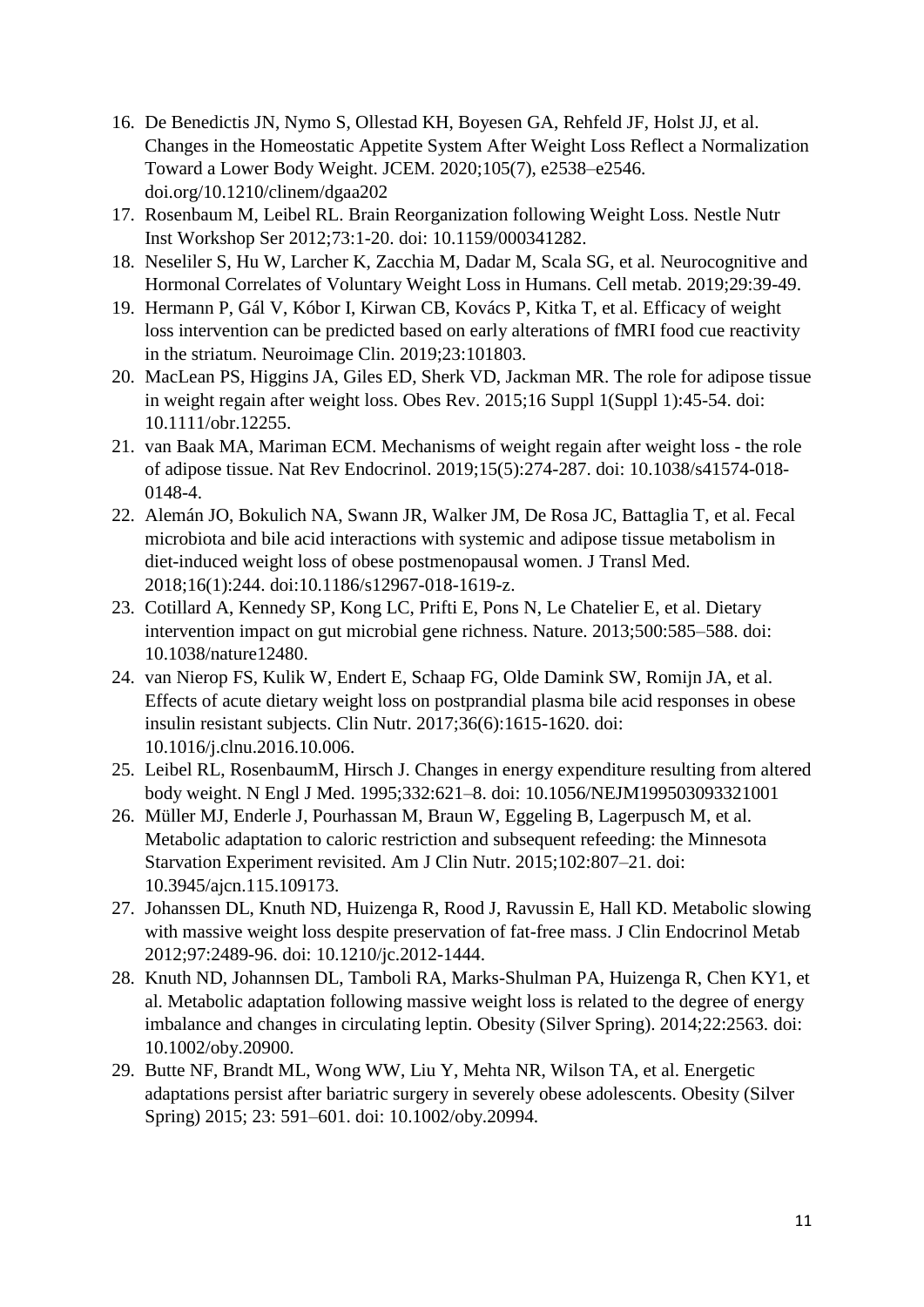16. De Benedictis JN, Nymo S, Ollestad KH, Boyesen GA, Rehfeld JF, Holst JJ, et al. Changes in the Homeostatic Appetite System After Weight Loss Reflect a Normalization Toward a Lower Body Weight. JCEM. 2020;105(7), e2538–e2546. doi.org/10.1210/clinem/dgaa202
17. Rosenbaum M, Leibel RL. Brain Reorganization following Weight Loss. Nestle Nutr Inst Workshop Ser 2012;73:1-20. doi: 10.1159/000341282.
18. Neseliler S, Hu W, Larcher K, Zacchia M, Dadar M, Scala SG, et al. Neurocognitive and Hormonal Correlates of Voluntary Weight Loss in Humans. Cell metab. 2019;29:39-49.
19. Hermann P, Gál V, Kóbor I, Kirwan CB, Kovács P, Kitka T, et al. Efficacy of weight loss intervention can be predicted based on early alterations of fMRI food cue reactivity in the striatum. Neuroimage Clin. 2019;23:101803.
20. MacLean PS, Higgins JA, Giles ED, Sherk VD, Jackman MR. The role for adipose tissue in weight regain after weight loss. Obes Rev. 2015;16 Suppl 1(Suppl 1):45-54. doi: 10.1111/obr.12255.
21. van Baak MA, Mariman ECM. Mechanisms of weight regain after weight loss - the role of adipose tissue. Nat Rev Endocrinol. 2019;15(5):274-287. doi: 10.1038/s41574-018-0148-4.
22. Alemán JO, Bokulich NA, Swann JR, Walker JM, De Rosa JC, Battaglia T, et al. Fecal microbiota and bile acid interactions with systemic and adipose tissue metabolism in diet-induced weight loss of obese postmenopausal women. J Transl Med. 2018;16(1):244. doi:10.1186/s12967-018-1619-z.
23. Cotillard A, Kennedy SP, Kong LC, Prifti E, Pons N, Le Chatelier E, et al. Dietary intervention impact on gut microbial gene richness. Nature. 2013;500:585–588. doi: 10.1038/nature12480.
24. van Nierop FS, Kulik W, Endert E, Schaap FG, Olde Damink SW, Romijn JA, et al. Effects of acute dietary weight loss on postprandial plasma bile acid responses in obese insulin resistant subjects. Clin Nutr. 2017;36(6):1615-1620. doi: 10.1016/j.clnu.2016.10.006.
25. Leibel RL, RosenbaumM, Hirsch J. Changes in energy expenditure resulting from altered body weight. N Engl J Med. 1995;332:621–8. doi: 10.1056/NEJM199503093321001
26. Müller MJ, Enderle J, Pourhassan M, Braun W, Eggeling B, Lagerpusch M, et al. Metabolic adaptation to caloric restriction and subsequent refeeding: the Minnesota Starvation Experiment revisited. Am J Clin Nutr. 2015;102:807–21. doi: 10.3945/ajcn.115.109173.
27. Johanssen DL, Knuth ND, Huizenga R, Rood J, Ravussin E, Hall KD. Metabolic slowing with massive weight loss despite preservation of fat-free mass. J Clin Endocrinol Metab 2012;97:2489-96. doi: 10.1210/jc.2012-1444.
28. Knuth ND, Johannsen DL, Tamboli RA, Marks-Shulman PA, Huizenga R, Chen KY1, et al. Metabolic adaptation following massive weight loss is related to the degree of energy imbalance and changes in circulating leptin. Obesity (Silver Spring). 2014;22:2563. doi: 10.1002/oby.20900.
29. Butte NF, Brandt ML, Wong WW, Liu Y, Mehta NR, Wilson TA, et al. Energetic adaptations persist after bariatric surgery in severely obese adolescents. Obesity (Silver Spring) 2015; 23: 591–601. doi: 10.1002/oby.20994.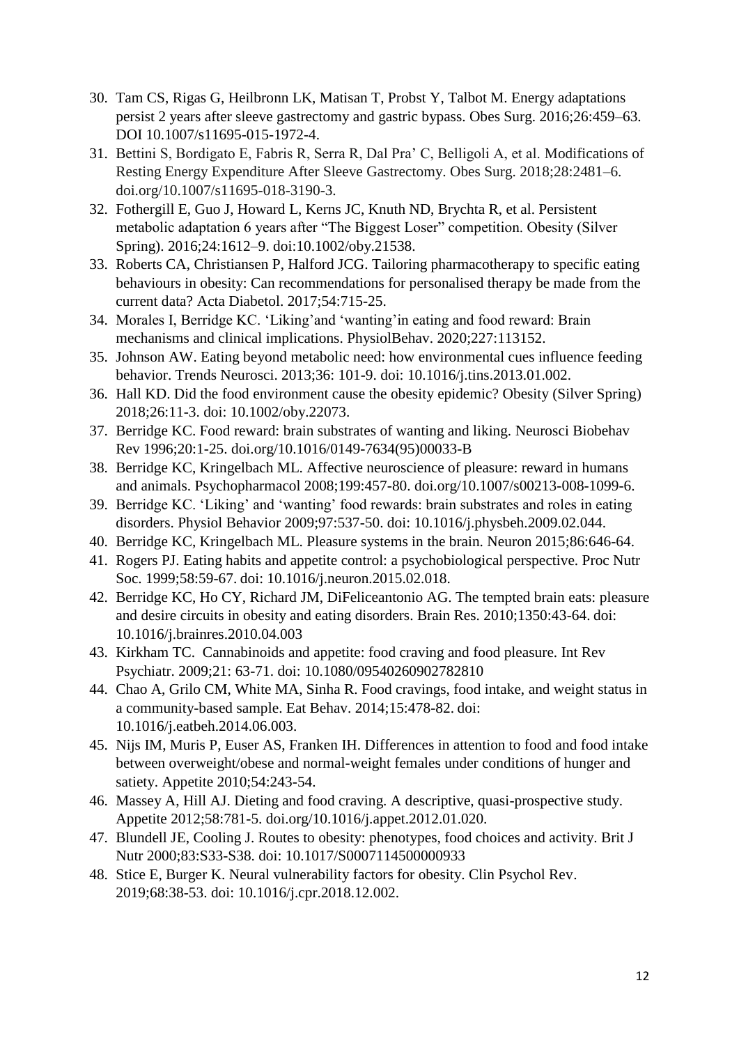30. Tam CS, Rigas G, Heilbronn LK, Matisan T, Probst Y, Talbot M. Energy adaptations persist 2 years after sleeve gastrectomy and gastric bypass. Obes Surg. 2016;26:459–63. DOI 10.1007/s11695-015-1972-4.
31. Bettini S, Bordigato E, Fabris R, Serra R, Dal Pra' C, Belligoli A, et al. Modifications of Resting Energy Expenditure After Sleeve Gastrectomy. Obes Surg. 2018;28:2481–6. doi.org/10.1007/s11695-018-3190-3.
32. Fothergill E, Guo J, Howard L, Kerns JC, Knuth ND, Brychta R, et al. Persistent metabolic adaptation 6 years after "The Biggest Loser" competition. Obesity (Silver Spring). 2016;24:1612–9. doi:10.1002/oby.21538.
33. Roberts CA, Christiansen P, Halford JCG. Tailoring pharmacotherapy to specific eating behaviours in obesity: Can recommendations for personalised therapy be made from the current data? Acta Diabetol. 2017;54:715-25.
34. Morales I, Berridge KC. 'Liking'and 'wanting'in eating and food reward: Brain mechanisms and clinical implications. PhysiolBehav. 2020;227:113152.
35. Johnson AW. Eating beyond metabolic need: how environmental cues influence feeding behavior. Trends Neurosci. 2013;36: 101-9. doi: 10.1016/j.tins.2013.01.002.
36. Hall KD. Did the food environment cause the obesity epidemic? Obesity (Silver Spring) 2018;26:11-3. doi: 10.1002/oby.22073.
37. Berridge KC. Food reward: brain substrates of wanting and liking. Neurosci Biobehav Rev 1996;20:1-25. doi.org/10.1016/0149-7634(95)00033-B
38. Berridge KC, Kringelbach ML. Affective neuroscience of pleasure: reward in humans and animals. Psychopharmacol 2008;199:457-80. doi.org/10.1007/s00213-008-1099-6.
39. Berridge KC. 'Liking' and 'wanting' food rewards: brain substrates and roles in eating disorders. Physiol Behavior 2009;97:537-50. doi: 10.1016/j.physbeh.2009.02.044.
40. Berridge KC, Kringelbach ML. Pleasure systems in the brain. Neuron 2015;86:646-64.
41. Rogers PJ. Eating habits and appetite control: a psychobiological perspective. Proc Nutr Soc. 1999;58:59-67. doi: 10.1016/j.neuron.2015.02.018.
42. Berridge KC, Ho CY, Richard JM, DiFeliceantonio AG. The tempted brain eats: pleasure and desire circuits in obesity and eating disorders. Brain Res. 2010;1350:43-64. doi: 10.1016/j.brainres.2010.04.003
43. Kirkham TC. Cannabinoids and appetite: food craving and food pleasure. Int Rev Psychiatr. 2009;21: 63-71. doi: 10.1080/09540260902782810
44. Chao A, Grilo CM, White MA, Sinha R. Food cravings, food intake, and weight status in a community-based sample. Eat Behav. 2014;15:478-82. doi: 10.1016/j.eatbeh.2014.06.003.
45. Nijs IM, Muris P, Euser AS, Franken IH. Differences in attention to food and food intake between overweight/obese and normal-weight females under conditions of hunger and satiety. Appetite 2010;54:243-54.
46. Massey A, Hill AJ. Dieting and food craving. A descriptive, quasi-prospective study. Appetite 2012;58:781-5. doi.org/10.1016/j.appet.2012.01.020.
47. Blundell JE, Cooling J. Routes to obesity: phenotypes, food choices and activity. Brit J Nutr 2000;83:S33-S38. doi: 10.1017/S0007114500000933
48. Stice E, Burger K. Neural vulnerability factors for obesity. Clin Psychol Rev. 2019;68:38-53. doi: 10.1016/j.cpr.2018.12.002.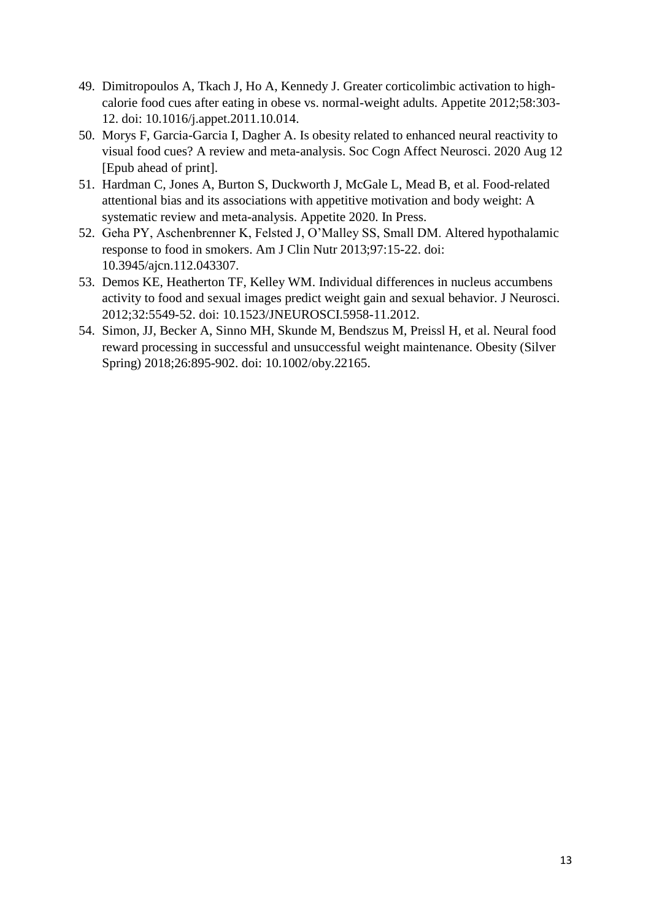49. Dimitropoulos A, Tkach J, Ho A, Kennedy J. Greater corticolimbic activation to high-calorie food cues after eating in obese vs. normal-weight adults. Appetite 2012;58:303-12. doi: 10.1016/j.appet.2011.10.014.
50. Morys F, Garcia-Garcia I, Dagher A. Is obesity related to enhanced neural reactivity to visual food cues? A review and meta-analysis. Soc Cogn Affect Neurosci. 2020 Aug 12 [Epub ahead of print].
51. Hardman C, Jones A, Burton S, Duckworth J, McGale L, Mead B, et al. Food-related attentional bias and its associations with appetitive motivation and body weight: A systematic review and meta-analysis. Appetite 2020. In Press.
52. Geha PY, Aschenbrenner K, Felsted J, O'Malley SS, Small DM. Altered hypothalamic response to food in smokers. Am J Clin Nutr 2013;97:15-22. doi: 10.3945/ajcn.112.043307.
53. Demos KE, Heatherton TF, Kelley WM. Individual differences in nucleus accumbens activity to food and sexual images predict weight gain and sexual behavior. J Neurosci. 2012;32:5549-52. doi: 10.1523/JNEUROSCI.5958-11.2012.
54. Simon, JJ, Becker A, Sinno MH, Skunde M, Bendszus M, Preissl H, et al. Neural food reward processing in successful and unsuccessful weight maintenance. Obesity (Silver Spring) 2018;26:895-902. doi: 10.1002/oby.22165.